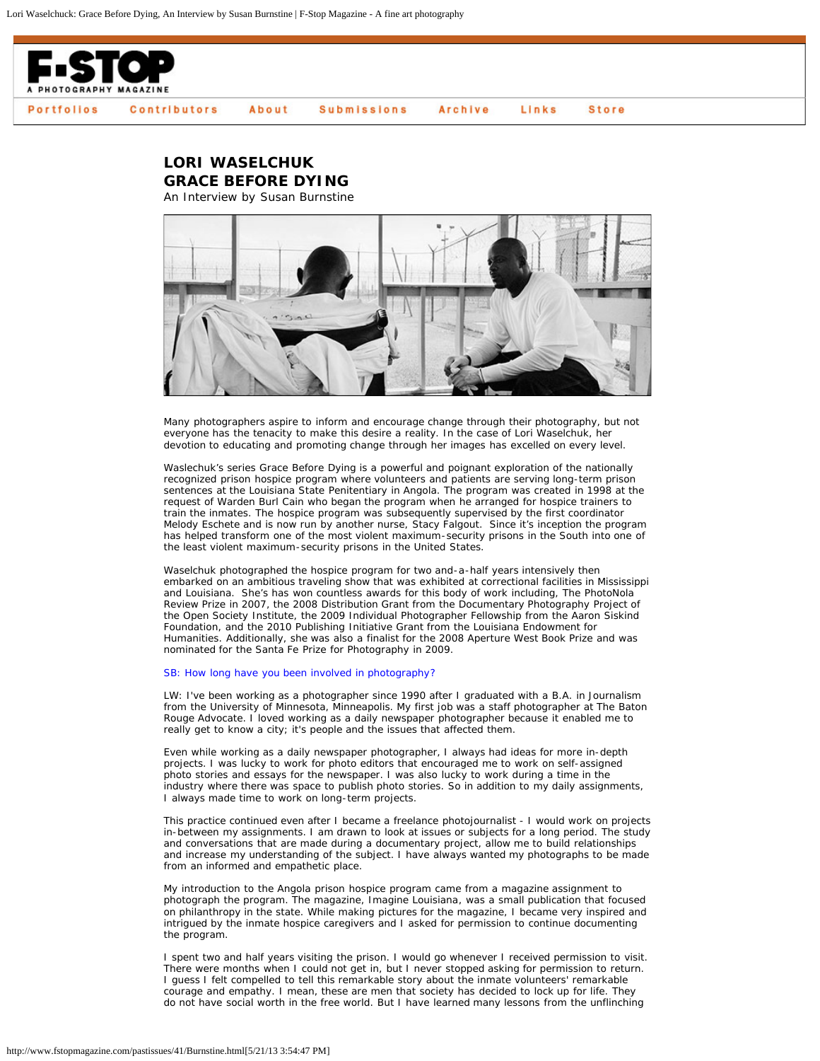# LORI WASELCHUK
## GRACE BEFORE DYING
An Interview by Susan Burnstine

Many photographers aspire to inform and encourage change through their photography, but not everyone has the tenacity to make this desire a reality. In the case of Lori Waselchuk, her devotion to educating and promoting change through her images has excelled on every level.

Waslechuk's series Grace Before Dying is a powerful and poignant exploration of the nationally recognized prison hospice program where volunteers and patients are serving long-term prison sentences at the Louisiana State Penitentiary in Angola. The program was created in 1998 at the request of Warden Burl Cain who began the program when he arranged for hospice trainers to train the inmates. The hospice program was subsequently supervised by the first coordinator Melody Eschete and is now run by another nurse, Stacy Falgout. Since it's inception the program has helped transform one of the most violent maximum-security prisons in the South into one of the least violent maximum-security prisons in the United States.

Waselchuk photographed the hospice program for two and-a-half years intensively then embarked on an ambitious traveling show that was exhibited at correctional facilities in Mississippi and Louisiana. She's has won countless awards for this body of work including, The PhotoNola Review Prize in 2007, the 2008 Distribution Grant from the Documentary Photography Project of the Open Society Institute, the 2009 Individual Photographer Fellowship from the Aaron Siskind Foundation, and the 2010 Publishing Initiative Grant from the Louisiana Endowment for Humanities. Additionally, she was also a finalist for the 2008 Aperture West Book Prize and was nominated for the Santa Fe Prize for Photography in 2009.

SB: How long have you been involved in photography?

LW: I've been working as a photographer since 1990 after I graduated with a B.A. in Journalism from the University of Minnesota, Minneapolis. My first job was a staff photographer at The Baton Rouge Advocate. I loved working as a daily newspaper photographer because it enabled me to really get to know a city; it's people and the issues that affected them.

Even while working as a daily newspaper photographer, I always had ideas for more in-depth projects. I was lucky to work for photo editors that encouraged me to work on self-assigned photo stories and essays for the newspaper. I was also lucky to work during a time in the industry where there was space to publish photo stories. So in addition to my daily assignments, I always made time to work on long-term projects.

This practice continued even after I became a freelance photojournalist - I would work on projects in-between my assignments. I am drawn to look at issues or subjects for a long period. The study and conversations that are made during a documentary project, allow me to build relationships and increase my understanding of the subject. I have always wanted my photographs to be made from an informed and empathetic place.

My introduction to the Angola prison hospice program came from a magazine assignment to photograph the program. The magazine, Imagine Louisiana, was a small publication that focused on philanthropy in the state. While making pictures for the magazine, I became very inspired and intrigued by the inmate hospice caregivers and I asked for permission to continue documenting the program.

I spent two and half years visiting the prison. I would go whenever I received permission to visit. There were months when I could not get in, but I never stopped asking for permission to return. I guess I felt compelled to tell this remarkable story about the inmate volunteers' remarkable courage and empathy. I mean, these are men that society has decided to lock up for life. They do not have social worth in the free world. But I have learned many lessons from the unflinching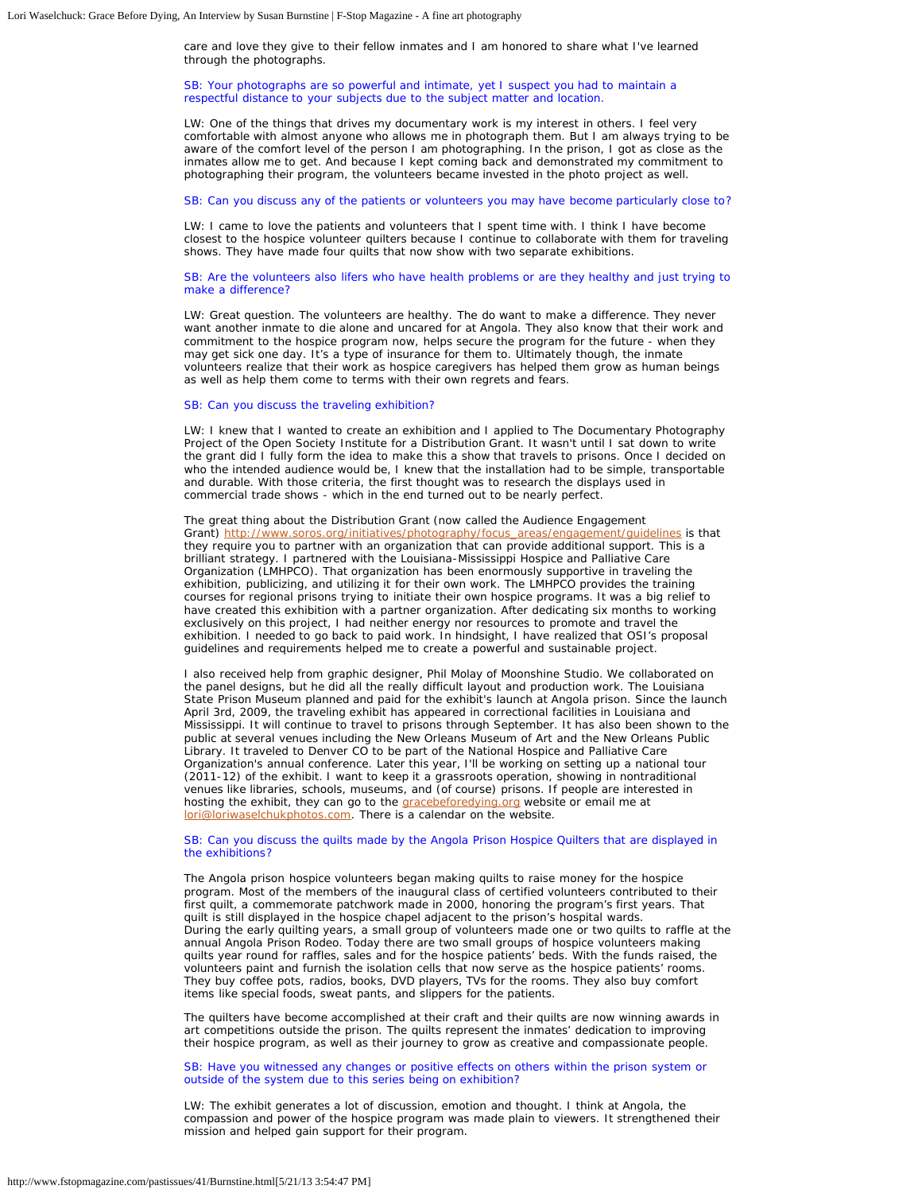care and love they give to their fellow inmates and I am honored to share what I've learned through the photographs.

SB: Your photographs are so powerful and intimate, yet I suspect you had to maintain a respectful distance to your subjects due to the subject matter and location.

LW: One of the things that drives my documentary work is my interest in others. I feel very comfortable with almost anyone who allows me in photograph them. But I am always trying to be aware of the comfort level of the person I am photographing. In the prison, I got as close as the inmates allow me to get. And because I kept coming back and demonstrated my commitment to photographing their program, the volunteers became invested in the photo project as well.

SB: Can you discuss any of the patients or volunteers you may have become particularly close to?

LW: I came to love the patients and volunteers that I spent time with. I think I have become closest to the hospice volunteer quilters because I continue to collaborate with them for traveling shows. They have made four quilts that now show with two separate exhibitions.

SB: Are the volunteers also lifers who have health problems or are they healthy and just trying to make a difference?

LW: Great question. The volunteers are healthy. The do want to make a difference. They never want another inmate to die alone and uncared for at Angola. They also know that their work and commitment to the hospice program now, helps secure the program for the future - when they may get sick one day. It's a type of insurance for them to. Ultimately though, the inmate volunteers realize that their work as hospice caregivers has helped them grow as human beings as well as help them come to terms with their own regrets and fears.

SB: Can you discuss the traveling exhibition?

LW: I knew that I wanted to create an exhibition and I applied to The Documentary Photography Project of the Open Society Institute for a Distribution Grant. It wasn't until I sat down to write the grant did I fully form the idea to make this a show that travels to prisons. Once I decided on who the intended audience would be, I knew that the installation had to be simple, transportable and durable. With those criteria, the first thought was to research the displays used in commercial trade shows - which in the end turned out to be nearly perfect.

The great thing about the Distribution Grant (now called the Audience Engagement Grant) http://www.soros.org/initiatives/photography/focus_areas/engagement/guidelines is that they require you to partner with an organization that can provide additional support. This is a brilliant strategy. I partnered with the Louisiana-Mississippi Hospice and Palliative Care Organization (LMHPCO). That organization has been enormously supportive in traveling the exhibition, publicizing, and utilizing it for their own work. The LMHPCO provides the training courses for regional prisons trying to initiate their own hospice programs. It was a big relief to have created this exhibition with a partner organization. After dedicating six months to working exclusively on this project, I had neither energy nor resources to promote and travel the exhibition. I needed to go back to paid work. In hindsight, I have realized that OSI's proposal guidelines and requirements helped me to create a powerful and sustainable project.

I also received help from graphic designer, Phil Molay of Moonshine Studio. We collaborated on the panel designs, but he did all the really difficult layout and production work. The Louisiana State Prison Museum planned and paid for the exhibit's launch at Angola prison. Since the launch April 3rd, 2009, the traveling exhibit has appeared in correctional facilities in Louisiana and Mississippi. It will continue to travel to prisons through September. It has also been shown to the public at several venues including the New Orleans Museum of Art and the New Orleans Public Library. It traveled to Denver CO to be part of the National Hospice and Palliative Care Organization's annual conference. Later this year, I'll be working on setting up a national tour (2011-12) of the exhibit. I want to keep it a grassroots operation, showing in nontraditional venues like libraries, schools, museums, and (of course) prisons. If people are interested in hosting the exhibit, they can go to the gracebeforedying.org website or email me at lori@loriwaselchukphotos.com. There is a calendar on the website.

SB: Can you discuss the quilts made by the Angola Prison Hospice Quilters that are displayed in the exhibitions?

The Angola prison hospice volunteers began making quilts to raise money for the hospice program. Most of the members of the inaugural class of certified volunteers contributed to their first quilt, a commemorate patchwork made in 2000, honoring the program's first years. That quilt is still displayed in the hospice chapel adjacent to the prison's hospital wards.
During the early quilting years, a small group of volunteers made one or two quilts to raffle at the annual Angola Prison Rodeo. Today there are two small groups of hospice volunteers making quilts year round for raffles, sales and for the hospice patients' beds. With the funds raised, the volunteers paint and furnish the isolation cells that now serve as the hospice patients' rooms. They buy coffee pots, radios, books, DVD players, TVs for the rooms. They also buy comfort items like special foods, sweat pants, and slippers for the patients.

The quilters have become accomplished at their craft and their quilts are now winning awards in art competitions outside the prison. The quilts represent the inmates' dedication to improving their hospice program, as well as their journey to grow as creative and compassionate people.

SB: Have you witnessed any changes or positive effects on others within the prison system or outside of the system due to this series being on exhibition?

LW: The exhibit generates a lot of discussion, emotion and thought. I think at Angola, the compassion and power of the hospice program was made plain to viewers. It strengthened their mission and helped gain support for their program.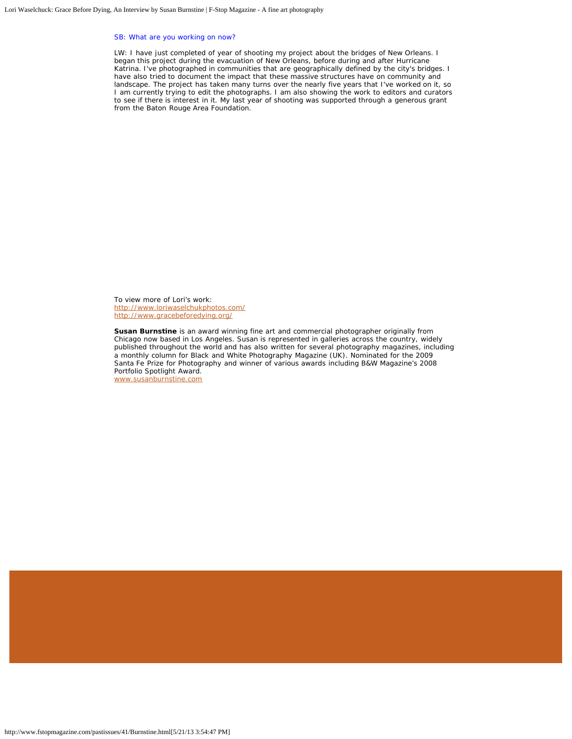SB: What are you working on now?

LW: I have just completed of year of shooting my project about the bridges of New Orleans. I began this project during the evacuation of New Orleans, before during and after Hurricane Katrina. I've photographed in communities that are geographically defined by the city's bridges. I have also tried to document the impact that these massive structures have on community and landscape. The project has taken many turns over the nearly five years that I've worked on it, so I am currently trying to edit the photographs. I am also showing the work to editors and curators to see if there is interest in it. My last year of shooting was supported through a generous grant from the Baton Rouge Area Foundation.

To view more of Lori's work:
http://www.loriwaselchukphotos.com/
http://www.gracebeforedying.org/

**Susan Burnstine** is an award winning fine art and commercial photographer originally from Chicago now based in Los Angeles. Susan is represented in galleries across the country, widely published throughout the world and has also written for several photography magazines, including a monthly column for Black and White Photography Magazine (UK). Nominated for the 2009 Santa Fe Prize for Photography and winner of various awards including B&W Magazine's 2008 Portfolio Spotlight Award.
www.susanburnstine.com